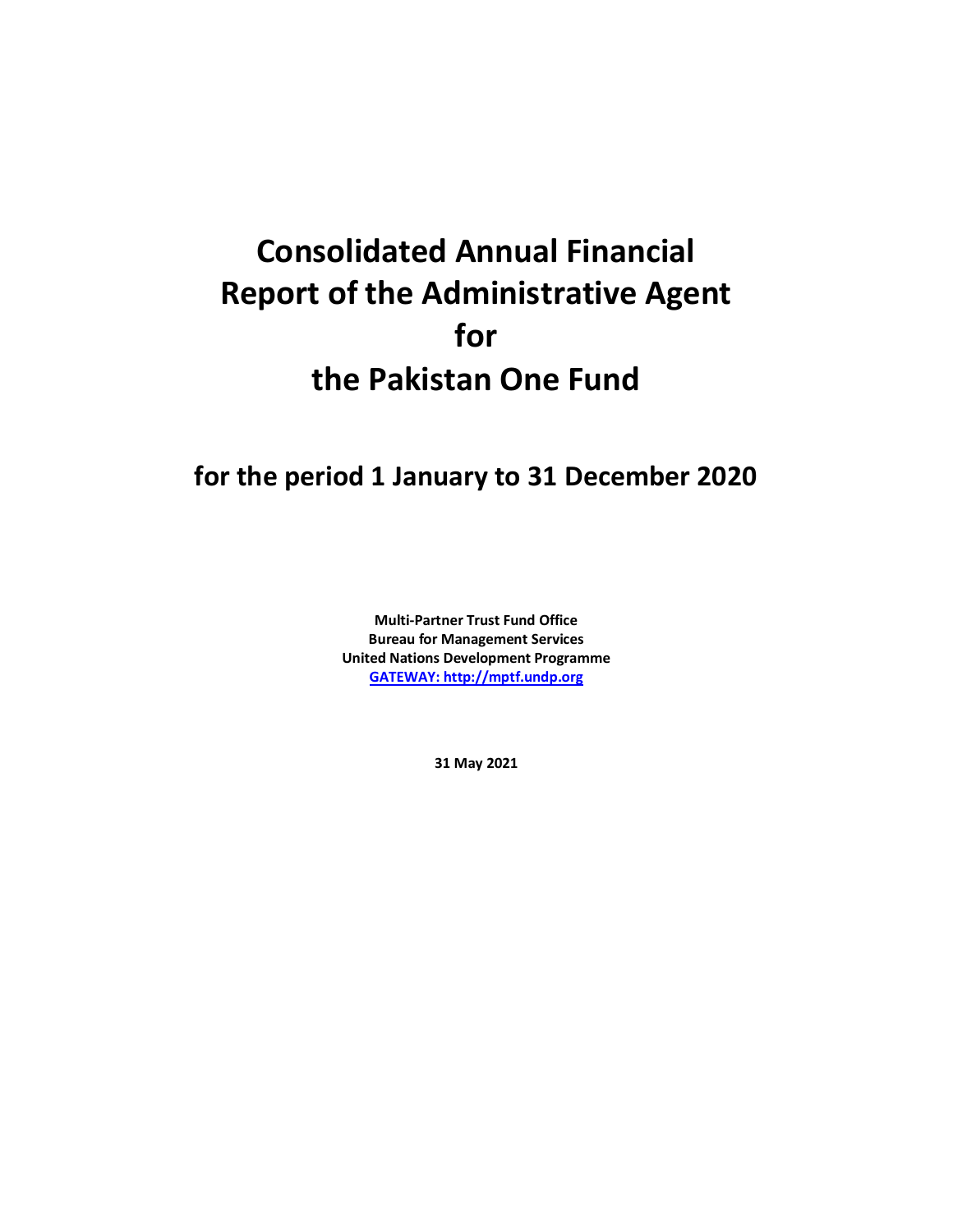# Consolidated Annual Financial Report of the Administrative Agent for the Pakistan One Fund

## for the period 1 January to 31 December 2020

**Multi-Partner Trust Fund Office**
**Bureau for Management Services**
**United Nations Development Programme**
**[GATEWAY: http://mptf.undp.org](http://mptf.undp.org)**

**31 May 2021**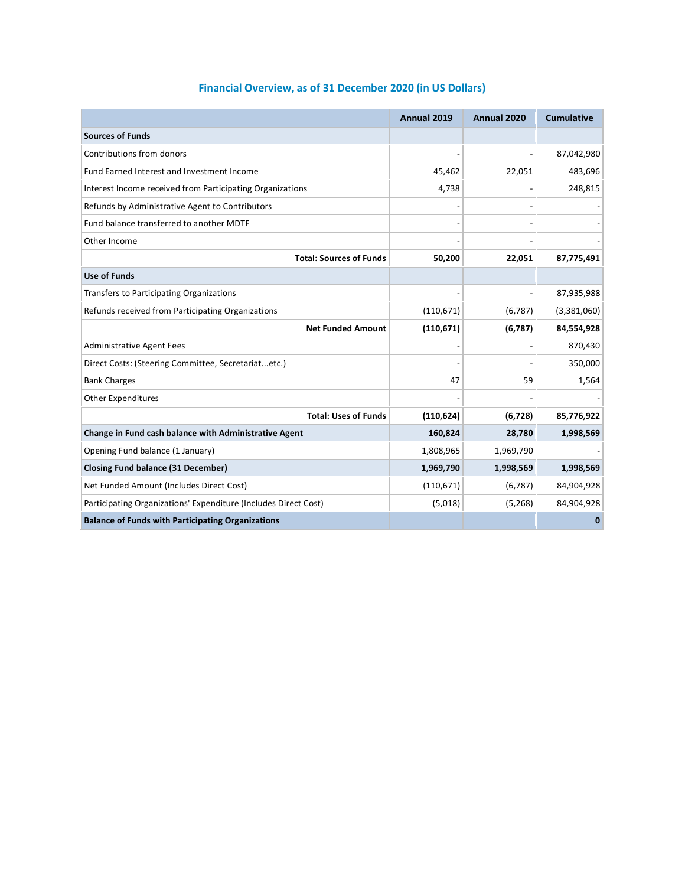## Financial Overview, as of 31 December 2020 (in US Dollars)

| | Annual 2019 | Annual 2020 | Cumulative |
|---|---|---|---|
| **Sources of Funds** | | | |
| Contributions from donors | - | - | 87,042,980 |
| Fund Earned Interest and Investment Income | 45,462 | 22,051 | 483,696 |
| Interest Income received from Participating Organizations | 4,738 | - | 248,815 |
| Refunds by Administrative Agent to Contributors | - | - | - |
| Fund balance transferred to another MDTF | - | - | - |
| Other Income | - | - | - |
| **Total: Sources of Funds** | **50,200** | **22,051** | **87,775,491** |
| **Use of Funds** | | | |
| Transfers to Participating Organizations | - | - | 87,935,988 |
| Refunds received from Participating Organizations | (110,671) | (6,787) | (3,381,060) |
| **Net Funded Amount** | **(110,671)** | **(6,787)** | **84,554,928** |
| Administrative Agent Fees | - | - | 870,430 |
| Direct Costs: (Steering Committee, Secretariat...etc.) | - | - | 350,000 |
| Bank Charges | 47 | 59 | 1,564 |
| Other Expenditures | - | - | - |
| **Total: Uses of Funds** | **(110,624)** | **(6,728)** | **85,776,922** |
| **Change in Fund cash balance with Administrative Agent** | **160,824** | **28,780** | **1,998,569** |
| Opening Fund balance (1 January) | 1,808,965 | 1,969,790 | - |
| **Closing Fund balance (31 December)** | **1,969,790** | **1,998,569** | **1,998,569** |
| Net Funded Amount (Includes Direct Cost) | (110,671) | (6,787) | 84,904,928 |
| Participating Organizations' Expenditure (Includes Direct Cost) | (5,018) | (5,268) | 84,904,928 |
| **Balance of Funds with Participating Organizations** | | | **0** |